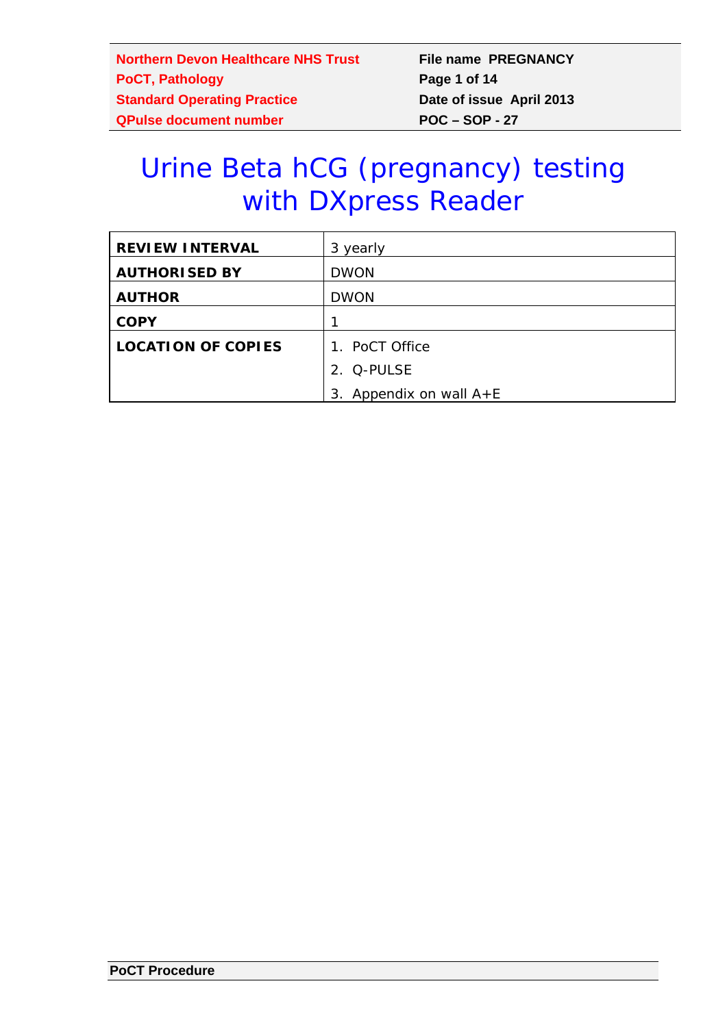| Northern Devon Healthcare NHS Trust | File name PREGNANCY |
| --- | --- |
| PoCT, Pathology | |
| Standard Operating Practice | Date of issue April 2013 |
| QPulse document number | POC – SOP - 27 |

# Urine Beta hCG (pregnancy) testing with DXpress Reader

| REVIEW INTERVAL | 3 yearly |
| --- | --- |
| AUTHORISED BY | DWON |
| AUTHOR | DWON |
| COPY | 1 |
| LOCATION OF COPIES | 1. PoCT Office<br>2. Q-PULSE<br>3. Appendix on wall A+E |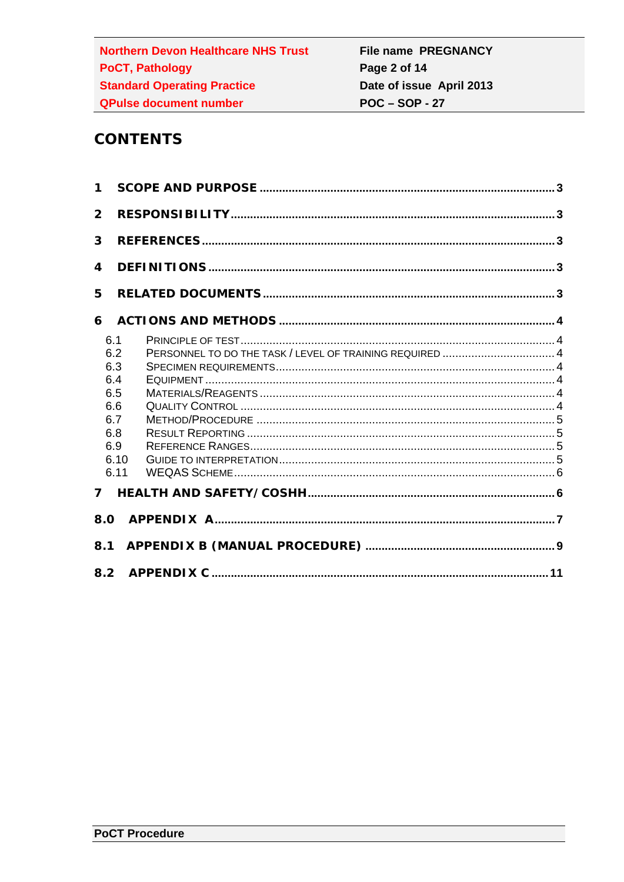# CONTENTS

1 SCOPE AND PURPOSE ........................................................................................ 3

2 RESPONSIBILITY ............................................................................................... 3

3 REFERENCES ...................................................................................................... 3

4 DEFINITIONS ...................................................................................................... 3

5 RELATED DOCUMENTS ...................................................................................... 3

6 ACTIONS AND METHODS ................................................................................... 4

- 6.1 PRINCIPLE OF TEST ........................................................................................ 4
- 6.2 PERSONNEL TO DO THE TASK / LEVEL OF TRAINING REQUIRED ............................ 4
- 6.3 SPECIMEN REQUIREMENTS ................................................................................ 4
- 6.4 EQUIPMENT ....................................................................................................... 4
- 6.5 MATERIALS/REAGENTS ...................................................................................... 4
- 6.6 QUALITY CONTROL ............................................................................................ 4
- 6.7 METHOD/PROCEDURE ....................................................................................... 5
- 6.8 RESULT REPORTING .......................................................................................... 5
- 6.9 REFERENCE RANGES .......................................................................................... 5
- 6.10 GUIDE TO INTERPRETATION .............................................................................. 5
- 6.11 WEQAS SCHEME ................................................................................................ 6

7 HEALTH AND SAFETY/COSHH ............................................................................ 6

8.0 APPENDIX A ..................................................................................................... 7

8.1 APPENDIX B (MANUAL PROCEDURE) .................................................................. 9

8.2 APPENDIX C ...................................................................................................... 11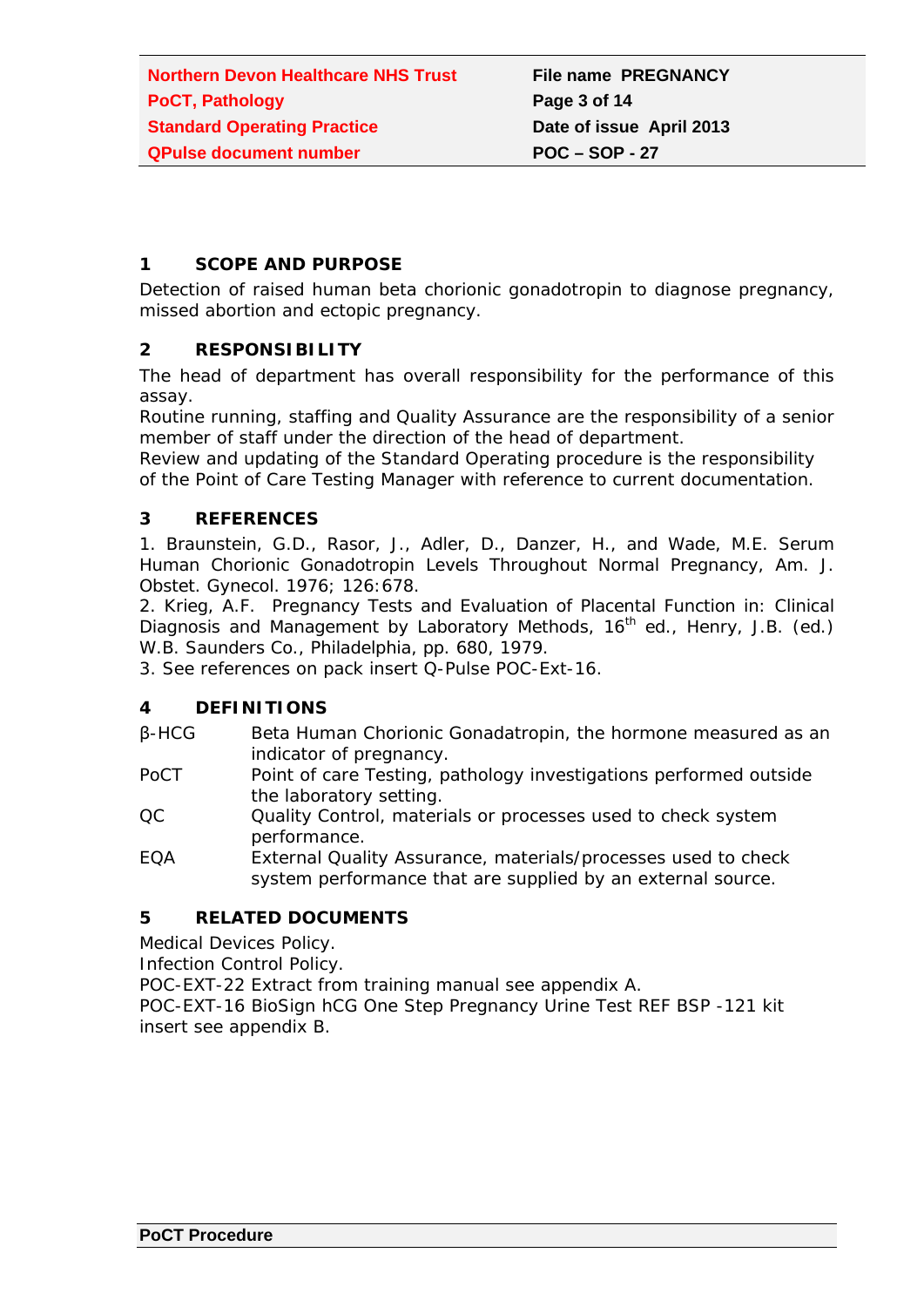## 1 SCOPE AND PURPOSE

Detection of raised human beta chorionic gonadotropin to diagnose pregnancy, missed abortion and ectopic pregnancy.

## 2 RESPONSIBILITY

The head of department has overall responsibility for the performance of this assay.

Routine running, staffing and Quality Assurance are the responsibility of a senior member of staff under the direction of the head of department.

Review and updating of the Standard Operating procedure is the responsibility of the Point of Care Testing Manager with reference to current documentation.

## 3 REFERENCES

1. Braunstein, G.D., Rasor, J., Adler, D., Danzer, H., and Wade, M.E. Serum Human Chorionic Gonadotropin Levels Throughout Normal Pregnancy, Am. J. Obstet. Gynecol. 1976; 126:678.
2. Krieg, A.F. Pregnancy Tests and Evaluation of Placental Function in: Clinical Diagnosis and Management by Laboratory Methods, 16th ed., Henry, J.B. (ed.) W.B. Saunders Co., Philadelphia, pp. 680, 1979.
3. See references on pack insert Q-Pulse POC-Ext-16.

## 4 DEFINITIONS

| | |
|---|---|
| β-HCG | Beta Human Chorionic Gonadatropin, the hormone measured as an indicator of pregnancy. |
| PoCT | Point of care Testing, pathology investigations performed outside the laboratory setting. |
| QC | Quality Control, materials or processes used to check system performance. |
| EQA | External Quality Assurance, materials/processes used to check system performance that are supplied by an external source. |

## 5 RELATED DOCUMENTS

Medical Devices Policy.
Infection Control Policy.
POC-EXT-22 Extract from training manual see appendix A.
POC-EXT-16 BioSign hCG One Step Pregnancy Urine Test REF BSP -121 kit insert see appendix B.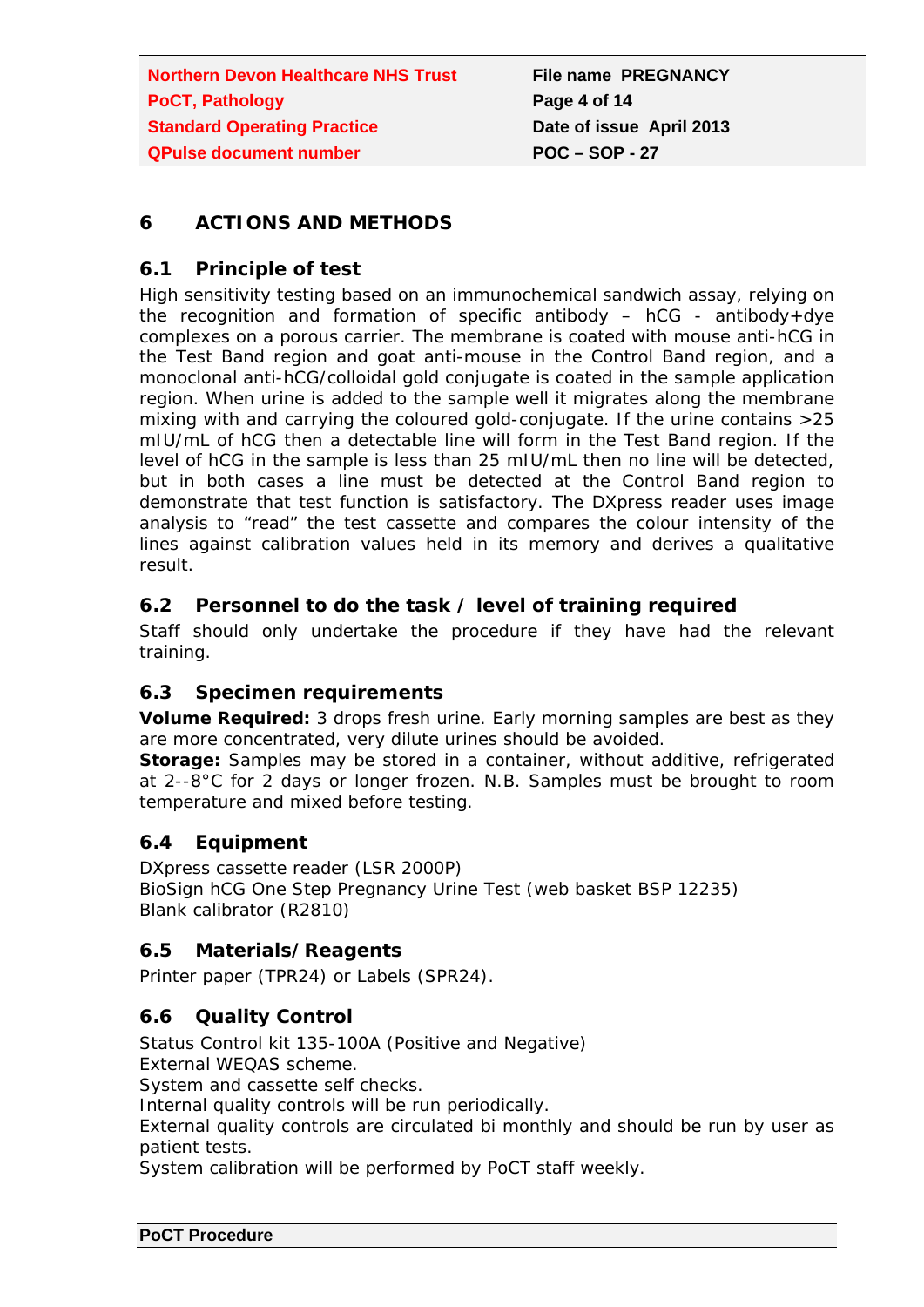# 6 ACTIONS AND METHODS

## 6.1 Principle of test

High sensitivity testing based on an immunochemical sandwich assay, relying on the recognition and formation of specific antibody – hCG - antibody+dye complexes on a porous carrier. The membrane is coated with mouse anti-hCG in the Test Band region and goat anti-mouse in the Control Band region, and a monoclonal anti-hCG/colloidal gold conjugate is coated in the sample application region. When urine is added to the sample well it migrates along the membrane mixing with and carrying the coloured gold-conjugate. If the urine contains >25 mIU/mL of hCG then a detectable line will form in the Test Band region. If the level of hCG in the sample is less than 25 mIU/mL then no line will be detected, but in both cases a line must be detected at the Control Band region to demonstrate that test function is satisfactory. The DXpress reader uses image analysis to "read" the test cassette and compares the colour intensity of the lines against calibration values held in its memory and derives a qualitative result.

## 6.2 Personnel to do the task / level of training required

Staff should only undertake the procedure if they have had the relevant training.

## 6.3 Specimen requirements

**Volume Required:** 3 drops fresh urine. Early morning samples are best as they are more concentrated, very dilute urines should be avoided.
**Storage:** Samples may be stored in a container, without additive, refrigerated at 2--8°C for 2 days or longer frozen. N.B. Samples must be brought to room temperature and mixed before testing.

## 6.4 Equipment

DXpress cassette reader (LSR 2000P)
BioSign hCG One Step Pregnancy Urine Test (web basket BSP 12235)
Blank calibrator (R2810)

## 6.5 Materials/Reagents

Printer paper (TPR24) or Labels (SPR24).

## 6.6 Quality Control

Status Control kit 135-100A (Positive and Negative)
External WEQAS scheme.
System and cassette self checks.
Internal quality controls will be run periodically.
External quality controls are circulated bi monthly and should be run by user as patient tests.
System calibration will be performed by PoCT staff weekly.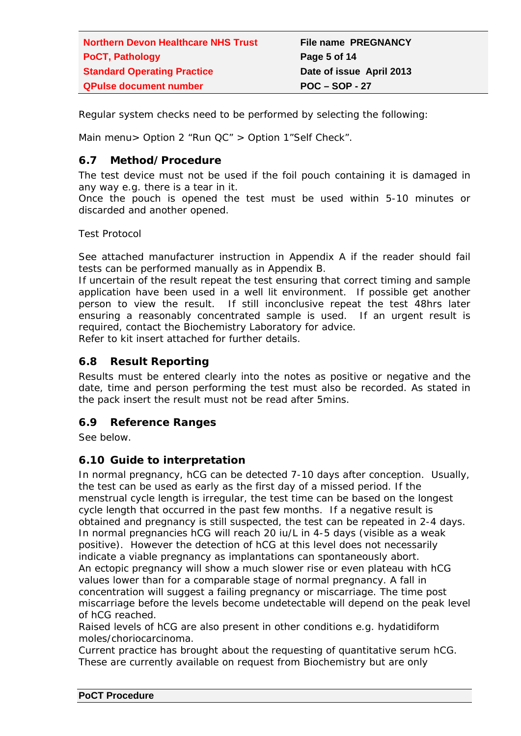Regular system checks need to be performed by selecting the following:

Main menu> Option 2 "Run QC" > Option 1"Self Check".

## 6.7 Method/Procedure

The test device must not be used if the foil pouch containing it is damaged in any way e.g. there is a tear in it.
Once the pouch is opened the test must be used within 5-10 minutes or discarded and another opened.

Test Protocol

See attached manufacturer instruction in Appendix A if the reader should fail tests can be performed manually as in Appendix B.
If uncertain of the result repeat the test ensuring that correct timing and sample application have been used in a well lit environment. If possible get another person to view the result. If still inconclusive repeat the test 48hrs later ensuring a reasonably concentrated sample is used. If an urgent result is required, contact the Biochemistry Laboratory for advice.
Refer to kit insert attached for further details.

## 6.8 Result Reporting

Results must be entered clearly into the notes as positive or negative and the date, time and person performing the test must also be recorded. As stated in the pack insert the result must not be read after 5mins.

## 6.9 Reference Ranges

See below.

## 6.10 Guide to interpretation

In normal pregnancy, hCG can be detected 7-10 days after conception. Usually, the test can be used as early as the first day of a missed period. If the menstrual cycle length is irregular, the test time can be based on the longest cycle length that occurred in the past few months. If a negative result is obtained and pregnancy is still suspected, the test can be repeated in 2-4 days.
In normal pregnancies hCG will reach 20 iu/L in 4-5 days (visible as a weak positive). However the detection of hCG at this level does not necessarily indicate a viable pregnancy as implantations can spontaneously abort.
An ectopic pregnancy will show a much slower rise or even plateau with hCG values lower than for a comparable stage of normal pregnancy. A fall in concentration will suggest a failing pregnancy or miscarriage. The time post miscarriage before the levels become undetectable will depend on the peak level of hCG reached.
Raised levels of hCG are also present in other conditions e.g. hydatidiform moles/choriocarcinoma.
Current practice has brought about the requesting of quantitative serum hCG. These are currently available on request from Biochemistry but are only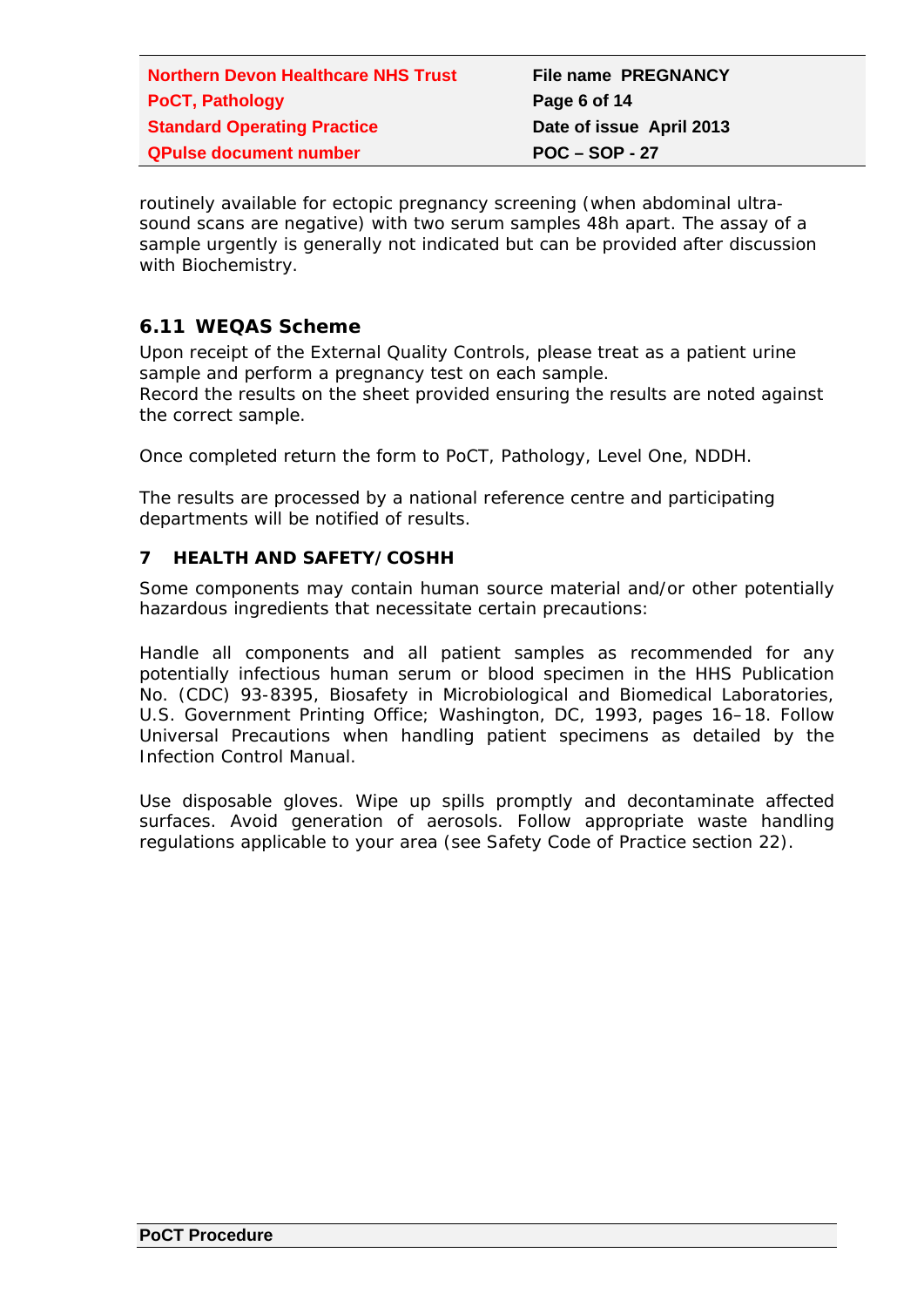routinely available for ectopic pregnancy screening (when abdominal ultra-sound scans are negative) with two serum samples 48h apart. The assay of a sample urgently is generally not indicated but can be provided after discussion with Biochemistry.

### 6.11 WEQAS Scheme

Upon receipt of the External Quality Controls, please treat as a patient urine sample and perform a pregnancy test on each sample.
Record the results on the sheet provided ensuring the results are noted against the correct sample.

Once completed return the form to PoCT, Pathology, Level One, NDDH.

The results are processed by a national reference centre and participating departments will be notified of results.

## 7 HEALTH AND SAFETY/COSHH

Some components may contain human source material and/or other potentially hazardous ingredients that necessitate certain precautions:

Handle all components and all patient samples as recommended for any potentially infectious human serum or blood specimen in the HHS Publication No. (CDC) 93-8395, Biosafety in Microbiological and Biomedical Laboratories, U.S. Government Printing Office; Washington, DC, 1993, pages 16–18. Follow Universal Precautions when handling patient specimens as detailed by the Infection Control Manual.

Use disposable gloves. Wipe up spills promptly and decontaminate affected surfaces. Avoid generation of aerosols. Follow appropriate waste handling regulations applicable to your area (see Safety Code of Practice section 22).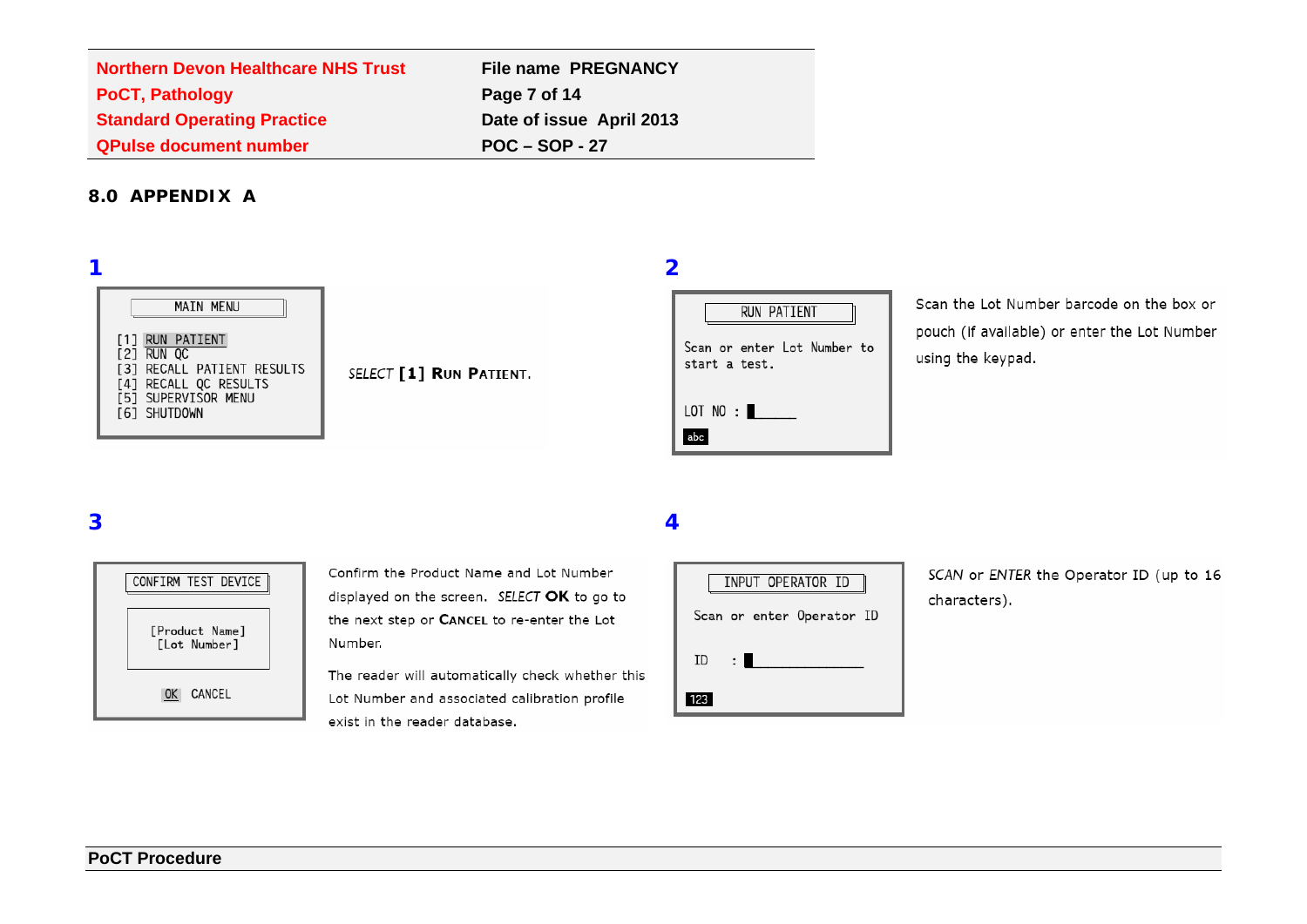## 8.0 APPENDIX A

**1**

```
MAIN MENU

[1] RUN PATIENT
[2] RUN QC
[3] RECALL PATIENT RESULTS
[4] RECALL QC RESULTS
[5] SUPERVISOR MENU
[6] SHUTDOWN
```

*SELECT* **[1] RUN PATIENT**.

**2**

```
RUN PATIENT

Scan or enter Lot Number to
start a test.

LOT NO : _____
abc
```

Scan the Lot Number barcode on the box or pouch (if available) or enter the Lot Number using the keypad.

**3**

```
CONFIRM TEST DEVICE

[Product Name]
[Lot Number]

OK  CANCEL
```

Confirm the Product Name and Lot Number displayed on the screen. *SELECT* **OK** to go to the next step or **CANCEL** to re-enter the Lot Number.

The reader will automatically check whether this Lot Number and associated calibration profile exist in the reader database.

**4**

```
INPUT OPERATOR ID

Scan or enter Operator ID

ID  : _____________
123
```

*SCAN* or *ENTER* the Operator ID (up to 16 characters).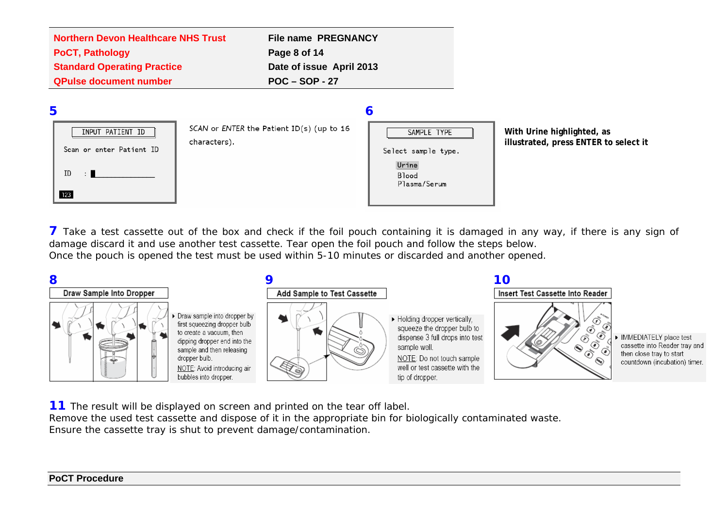## 5

INPUT PATIENT ID

Scan or enter Patient ID

ID :

123

*SCAN* or *ENTER* the Patient ID(s) (up to 16 characters).

## 6

SAMPLE TYPE

Select sample type.

Urine
Blood
Plasma/Serum

**With Urine highlighted, as illustrated, press ENTER to select it**

**7** Take a test cassette out of the box and check if the foil pouch containing it is damaged in any way, if there is any sign of damage discard it and use another test cassette. Tear open the foil pouch and follow the steps below.
Once the pouch is opened the test must be used within 5-10 minutes or discarded and another opened.

## 8

**Draw Sample Into Dropper**

- Draw sample into dropper by first squeezing dropper bulb to create a vacuum, then dipping dropper end into the sample and then releasing dropper bulb.
  NOTE: Avoid introducing air bubbles into dropper.

## 9

**Add Sample to Test Cassette**

- Holding dropper vertically, squeeze the dropper bulb to dispense 3 full drops into test sample well.
  NOTE: Do not touch sample well or test cassette with the tip of dropper.

## 10

**Insert Test Cassette Into Reader**

- IMMEDIATELY place test cassette into Reader tray and then close tray to start countdown (incubation) timer.

**11** The result will be displayed on screen and printed on the tear off label.
Remove the used test cassette and dispose of it in the appropriate bin for biologically contaminated waste.
Ensure the cassette tray is shut to prevent damage/contamination.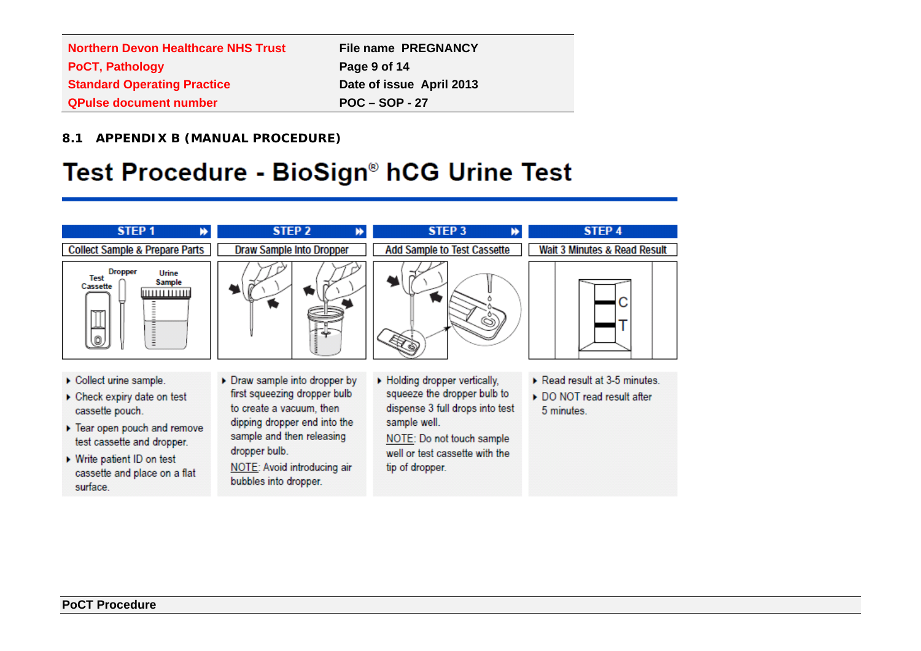## 8.1 APPENDIX B (MANUAL PROCEDURE)

# Test Procedure - BioSign® hCG Urine Test

| STEP 1 | STEP 2 | STEP 3 | STEP 4 |
|---|---|---|---|
| Collect Sample & Prepare Parts | Draw Sample Into Dropper | Add Sample to Test Cassette | Wait 3 Minutes & Read Result |

**STEP 1 – Collect Sample & Prepare Parts**

- Collect urine sample.
- Check expiry date on test cassette pouch.
- Tear open pouch and remove test cassette and dropper.
- Write patient ID on test cassette and place on a flat surface.

**STEP 2 – Draw Sample Into Dropper**

- Draw sample into dropper by first squeezing dropper bulb to create a vacuum, then dipping dropper end into the sample and then releasing dropper bulb.

NOTE: Avoid introducing air bubbles into dropper.

**STEP 3 – Add Sample to Test Cassette**

- Holding dropper vertically, squeeze the dropper bulb to dispense 3 full drops into test sample well.

NOTE: Do not touch sample well or test cassette with the tip of dropper.

**STEP 4 – Wait 3 Minutes & Read Result**

- Read result at 3-5 minutes.
- DO NOT read result after 5 minutes.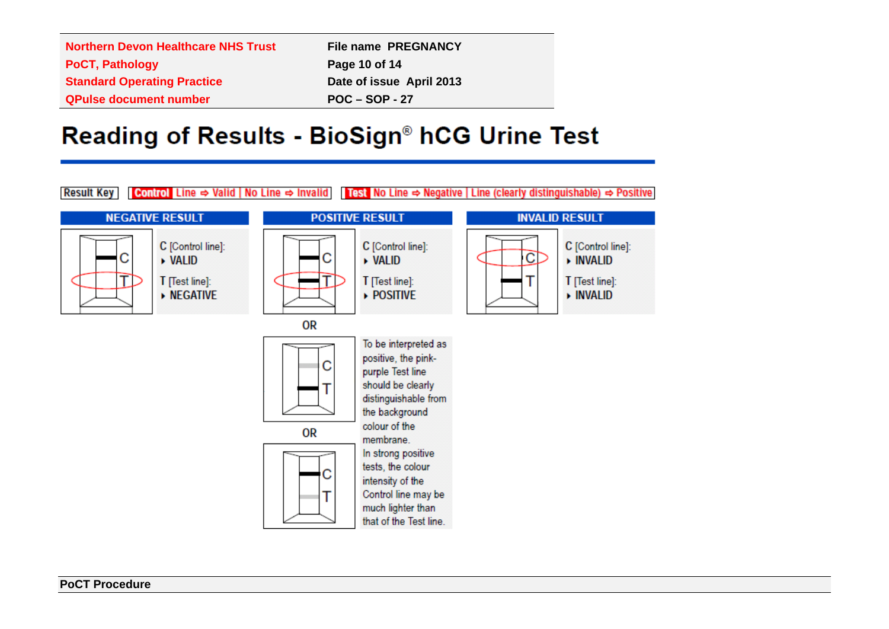# Reading of Results - BioSign® hCG Urine Test

**Result Key** | **Control** Line ⇨ Valid | No Line ⇨ Invalid | **Test** No Line ⇨ Negative | Line (clearly distinguishable) ⇨ Positive

| NEGATIVE RESULT | POSITIVE RESULT | INVALID RESULT |
|---|---|---|
| C [Control line]: ▸ VALID<br>T [Test line]: ▸ NEGATIVE | C [Control line]: ▸ VALID<br>T [Test line]: ▸ POSITIVE | C [Control line]: ▸ INVALID<br>T [Test line]: ▸ INVALID |

**POSITIVE RESULT** (continued): OR … OR

To be interpreted as positive, the pink-purple Test line should be clearly distinguishable from the background colour of the membrane.

In strong positive tests, the colour intensity of the Control line may be much lighter than that of the Test line.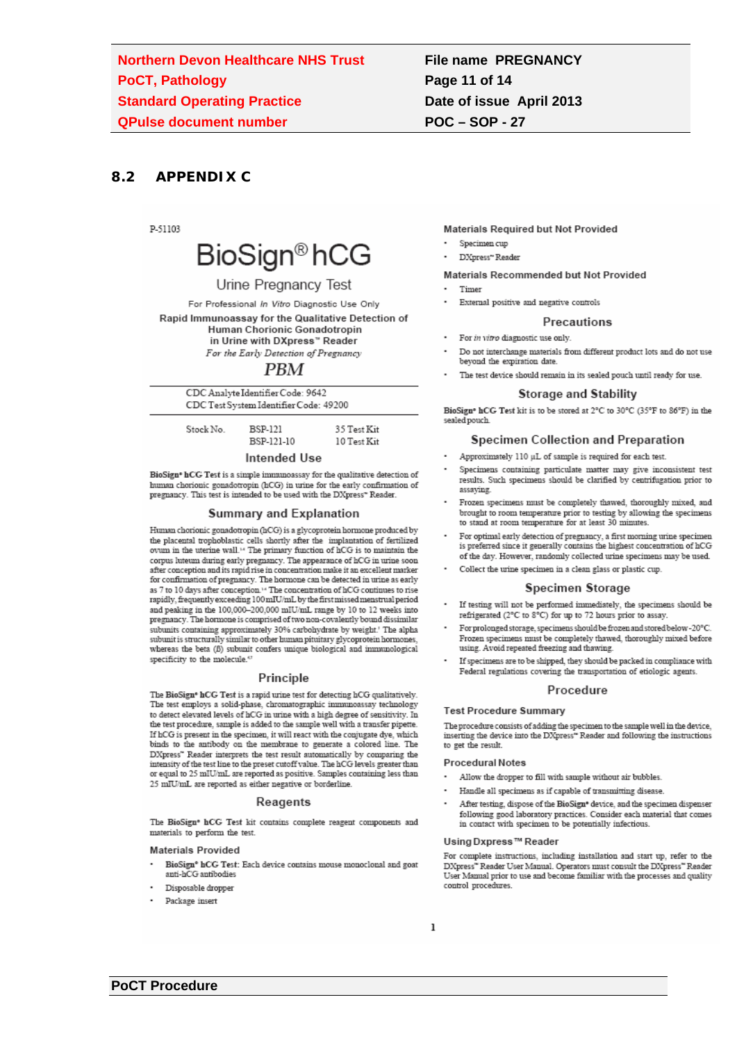## 8.2 APPENDIX C

P-51103

# BioSign® hCG

Urine Pregnancy Test

For Professional *In Vitro* Diagnostic Use Only

**Rapid Immunoassay for the Qualitative Detection of Human Chorionic Gonadotropin in Urine with DXpress™ Reader**

*For the Early Detection of Pregnancy*

***PBM***

CDC Analyte Identifier Code: 9642
CDC Test System Identifier Code: 49200

| Stock No. | BSP-121 | 35 Test Kit |
|---|---|---|
| | BSP-121-10 | 10 Test Kit |

### Intended Use

**BioSign® hCG Test** is a simple immunoassay for the qualitative detection of human chorionic gonadotropin (hCG) in urine for the early confirmation of pregnancy. This test is intended to be used with the DXpress™ Reader.

### Summary and Explanation

Human chorionic gonadotropin (hCG) is a glycoprotein hormone produced by the placental trophoblastic cells shortly after the implantation of fertilized ovum in the uterine wall.[1-4] The primary function of hCG is to maintain the corpus luteum during early pregnancy. The appearance of hCG in urine soon after conception and its rapid rise in concentration make it an excellent marker for confirmation of pregnancy. The hormone can be detected in urine as early as 7 to 10 days after conception.[1-4] The concentration of hCG continues to rise rapidly, frequently exceeding 100 mIU/mL by the first missed menstrual period and peaking in the 100,000–200,000 mIU/mL range by 10 to 12 weeks into pregnancy. The hormone is comprised of two non-covalently bound dissimilar subunits containing approximately 30% carbohydrate by weight.[5] The alpha subunit is structurally similar to other human pituitary glycoprotein hormones, whereas the beta (β) subunit confers unique biological and immunological specificity to the molecule.[6,7]

### Principle

The **BioSign® hCG Test** is a rapid urine test for detecting hCG qualitatively. The test employs a solid-phase, chromatographic immunoassay technology to detect elevated levels of hCG in urine with a high degree of sensitivity. In the test procedure, sample is added to the sample well with a transfer pipette. If hCG is present in the specimen, it will react with the conjugate dye, which binds to the antibody on the membrane to generate a colored line. The DXpress™ Reader interprets the test result automatically by comparing the intensity of the test line to the preset cutoff value. The hCG levels greater than or equal to 25 mIU/mL are reported as positive. Samples containing less than 25 mIU/mL are reported as either negative or borderline.

### Reagents

The **BioSign® hCG Test** kit contains complete reagent components and materials to perform the test.

#### Materials Provided

- **BioSign® hCG Test:** Each device contains mouse monoclonal and goat anti-hCG antibodies
- Disposable dropper
- Package insert

#### Materials Required but Not Provided

- Specimen cup
- DXpress™ Reader

#### Materials Recommended but Not Provided

- Timer
- External positive and negative controls

### Precautions

- For *in vitro* diagnostic use only.
- Do not interchange materials from different product lots and do not use beyond the expiration date.
- The test device should remain in its sealed pouch until ready for use.

### Storage and Stability

**BioSign® hCG Test** kit is to be stored at 2°C to 30°C (35°F to 86°F) in the sealed pouch.

### Specimen Collection and Preparation

- Approximately 110 µL of sample is required for each test.
- Specimens containing particulate matter may give inconsistent test results. Such specimens should be clarified by centrifugation prior to assaying.
- Frozen specimens must be completely thawed, thoroughly mixed, and brought to room temperature prior to testing by allowing the specimens to stand at room temperature for at least 30 minutes.
- For optimal early detection of pregnancy, a first morning urine specimen is preferred since it generally contains the highest concentration of hCG of the day. However, randomly collected urine specimens may be used.
- Collect the urine specimen in a clean glass or plastic cup.

### Specimen Storage

- If testing will not be performed immediately, the specimens should be refrigerated (2°C to 8°C) for up to 72 hours prior to assay.
- For prolonged storage, specimens should be frozen and stored below -20°C. Frozen specimens must be completely thawed, thoroughly mixed before using. Avoid repeated freezing and thawing.
- If specimens are to be shipped, they should be packed in compliance with Federal regulations covering the transportation of etiologic agents.

### Procedure

#### Test Procedure Summary

The procedure consists of adding the specimen to the sample well in the device, inserting the device into the DXpress™ Reader and following the instructions to get the result.

#### Procedural Notes

- Allow the dropper to fill with sample without air bubbles.
- Handle all specimens as if capable of transmitting disease.
- After testing, dispose of the BioSign® device, and the specimen dispenser following good laboratory practices. Consider each material that comes in contact with specimen to be potentially infectious.

#### Using Dxpress™ Reader

For complete instructions, including installation and start up, refer to the DXpress™ Reader User Manual. Operators must consult the DXpress™ Reader User Manual prior to use and become familiar with the processes and quality control procedures.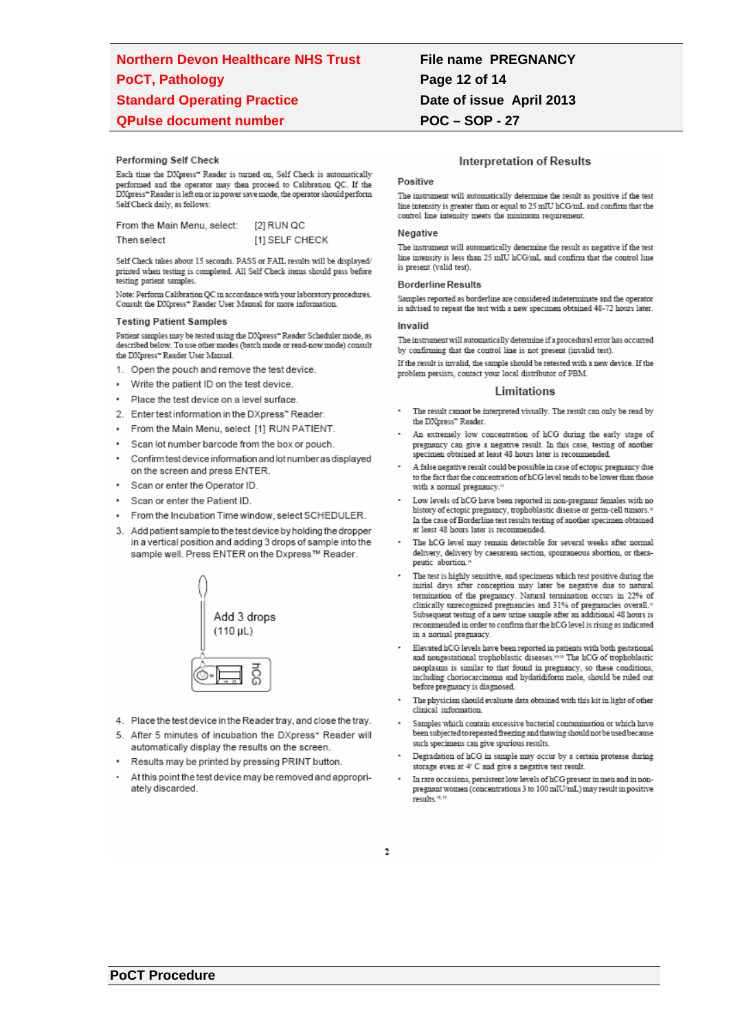### Performing Self Check

Each time the DXpress™ Reader is turned on, Self Check is automatically performed and the operator may then proceed to Calibration QC. If the DXpress™ Reader is left on or in power save mode, the operator should perform Self Check daily, as follows:

| From the Main Menu, select: | [2] RUN QC |
|---|---|
| Then select | [1] SELF CHECK |

Self Check takes about 15 seconds. PASS or FAIL results will be displayed/printed when testing is completed. All Self Check items should pass before testing patient samples.

Note: Perform Calibration QC in accordance with your laboratory procedures. Consult the DXpress™ Reader User Manual for more information.

### Testing Patient Samples

Patient samples may be tested using the DXpress™ Reader Scheduler mode, as described below. To use other modes (batch mode or read-now mode) consult the DXpress™ Reader User Manual.

1. Open the pouch and remove the test device.
   - Write the patient ID on the test device.
   - Place the test device on a level surface.
2. Enter test information in the DXpress™ Reader:
   - From the Main Menu, select [1] RUN PATIENT.
   - Scan lot number barcode from the box or pouch.
   - Confirm test device information and lot number as displayed on the screen and press ENTER.
   - Scan or enter the Operator ID.
   - Scan or enter the Patient ID.
   - From the Incubation Time window, select SCHEDULER.
3. Add patient sample to the test device by holding the dropper in a vertical position and adding 3 drops of sample into the sample well. Press ENTER on the Dxpress™ Reader.

Add 3 drops (110 µL)

hCG

4. Place the test device in the Reader tray, and close the tray.
5. After 5 minutes of incubation the DXpress™ Reader will automatically display the results on the screen.
   - Results may be printed by pressing PRINT button.
   - At this point the test device may be removed and appropriately discarded.

### Interpretation of Results

#### Positive

The instrument will automatically determine the result as positive if the test line intensity is greater than or equal to 25 mIU hCG/mL and confirm that the control line intensity meets the minimum requirement.

#### Negative

The instrument will automatically determine the result as negative if the test line intensity is less than 25 mIU hCG/mL and confirm that the control line is present (valid test).

#### Borderline Results

Samples reported as borderline are considered indeterminate and the operator is advised to repeat the test with a new specimen obtained 48-72 hours later.

#### Invalid

The instrument will automatically determine if a procedural error has occurred by confirming that the control line is not present (invalid test).

If the result is invalid, the sample should be retested with a new device. If the problem persists, contact your local distributor of PBM.

### Limitations

- The result cannot be interpreted visually. The result can only be read by the DXpress™ Reader.
- An extremely low concentration of hCG during the early stage of pregnancy can give a negative result. In this case, testing of another specimen obtained at least 48 hours later is recommended.
- A false negative result could be possible in case of ectopic pregnancy due to the fact that the concentration of hCG level tends to be lower than those with a normal pregnancy.[11]
- Low levels of hCG have been reported in non-pregnant females with no history of ectopic pregnancy, trophoblastic disease or germ-cell tumors.[5] In the case of Borderline test results testing of another specimen obtained at least 48 hours later is recommended.
- The hCG level may remain detectable for several weeks after normal delivery, delivery by caesarean section, spontaneous abortion, or therapeutic abortion.[14]
- The test is highly sensitive, and specimens which test positive during the initial days after conception may later be negative due to natural termination of the pregnancy. Natural termination occurs in 22% of clinically unrecognized pregnancies and 31% of pregnancies overall.[15] Subsequent testing of a new urine sample after an additional 48 hours is recommended in order to confirm that the hCG level is rising as indicated in a normal pregnancy.
- Elevated hCG levels have been reported in patients with both gestational and nongestational trophoblastic diseases.[16-18] The hCG of trophoblastic neoplasms is similar to that found in pregnancy, so these conditions, including choriocarcinoma and hydatidiform mole, should be ruled out before pregnancy is diagnosed.
- The physician should evaluate data obtained with this kit in light of other clinical information.
- Samples which contain excessive bacterial contamination or which have been subjected to repeated freezing and thawing should not be used because such specimens can give spurious results.
- Degradation of hCG in sample may occur by a certain protease during storage even at 4° C and give a negative test result.
- In rare occasions, persistent low levels of hCG present in men and in non-pregnant women (concentrations 3 to 100 mIU/mL) may result in positive results.[11, 19]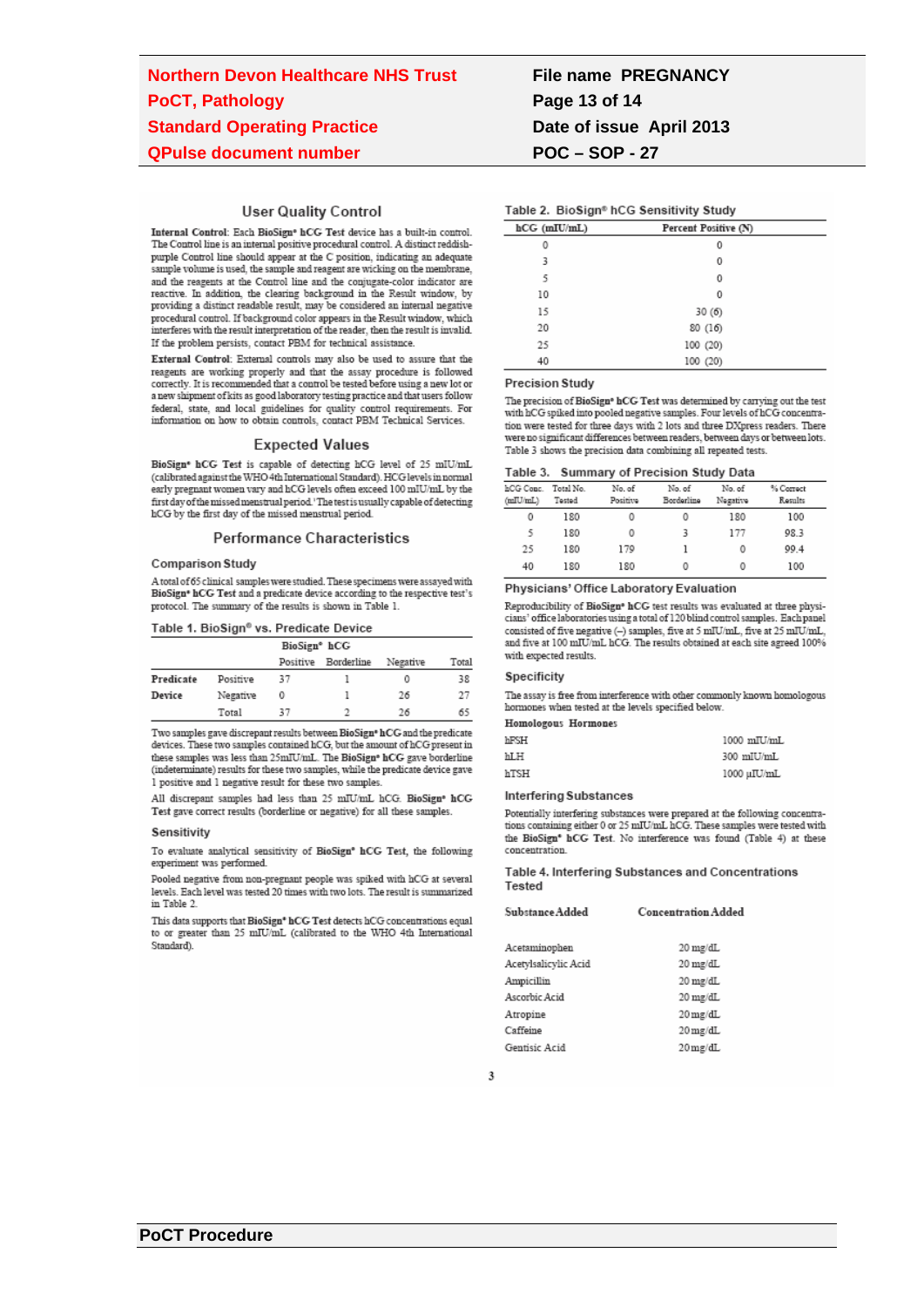## User Quality Control

**Internal Control**: Each **BioSign® hCG Test** device has a built-in control. The Control line is an internal positive procedural control. A distinct reddish-purple Control line should appear at the C position, indicating an adequate sample volume is used, the sample and reagent are wicking on the membrane, and the reagents at the Control line and the conjugate-color indicator are reactive. In addition, the clearing background in the Result window, by providing a distinct readable result, may be considered an internal negative procedural control. If background color appears in the Result window, which interferes with the result interpretation of the reader, then the result is invalid. If the problem persists, contact PBM for technical assistance.

**External Control**: External controls may also be used to assure that the reagents are working properly and that the assay procedure is followed correctly. It is recommended that a control be tested before using a new lot or a new shipment of kits as good laboratory testing practice and that users follow federal, state, and local guidelines for quality control requirements. For information on how to obtain controls, contact PBM Technical Services.

## Expected Values

**BioSign® hCG Test** is capable of detecting hCG level of 25 mIU/mL (calibrated against the WHO 4th International Standard). HCG levels in normal early pregnant women vary and hCG levels often exceed 100 mIU/mL by the first day of the missed menstrual period.' The test is usually capable of detecting hCG by the first day of the missed menstrual period.

## Performance Characteristics

### Comparison Study

A total of 65 clinical samples were studied. These specimens were assayed with **BioSign® hCG Test** and a predicate device according to the respective test's protocol. The summary of the results is shown in Table 1.

**Table 1. BioSign® vs. Predicate Device**

| | | BioSign® hCG | | | |
|---|---|---|---|---|---|
| | | Positive | Borderline | Negative | Total |
| **Predicate** | Positive | 37 | 1 | 0 | 38 |
| **Device** | Negative | 0 | 1 | 26 | 27 |
| | Total | 37 | 2 | 26 | 65 |

Two samples gave discrepant results between **BioSign® hCG** and the predicate devices. These two samples contained hCG, but the amount of hCG present in these samples was less than 25mIU/mL. The **BioSign® hCG** gave borderline (indeterminate) results for these two samples, while the predicate device gave 1 positive and 1 negative result for these two samples.

All discrepant samples had less than 25 mIU/mL hCG. **BioSign® hCG Test** gave correct results (borderline or negative) for all these samples.

### Sensitivity

To evaluate analytical sensitivity of **BioSign® hCG Test**, the following experiment was performed.

Pooled negative from non-pregnant people was spiked with hCG at several levels. Each level was tested 20 times with two lots. The result is summarized in Table 2.

This data supports that **BioSign® hCG Test** detects hCG concentrations equal to or greater than 25 mIU/mL (calibrated to the WHO 4th International Standard).

**Table 2. BioSign® hCG Sensitivity Study**

| hCG (mIU/mL) | Percent Positive (N) |
|---|---|
| 0 | 0 |
| 3 | 0 |
| 5 | 0 |
| 10 | 0 |
| 15 | 30 (6) |
| 20 | 80 (16) |
| 25 | 100 (20) |
| 40 | 100 (20) |

### Precision Study

The precision of **BioSign® hCG Test** was determined by carrying out the test with hCG spiked into pooled negative samples. Four levels of hCG concentration were tested for three days with 2 lots and three DXpress readers. There were no significant differences between readers, between days or between lots. Table 3 shows the precision data combining all repeated tests.

**Table 3. Summary of Precision Study Data**

| hCG Conc. (mIU/mL) | Total No. Tested | No. of Positive | No. of Borderline | No. of Negative | % Correct Results |
|---|---|---|---|---|---|
| 0 | 180 | 0 | 0 | 180 | 100 |
| 5 | 180 | 0 | 3 | 177 | 98.3 |
| 25 | 180 | 179 | 1 | 0 | 99.4 |
| 40 | 180 | 180 | 0 | 0 | 100 |

### Physicians' Office Laboratory Evaluation

Reproducibility of **BioSign® hCG** test results was evaluated at three physicians' office laboratories using a total of 120 blind control samples. Each panel consisted of five negative (–) samples, five at 5 mIU/mL, five at 25 mIU/mL, and five at 100 mIU/mL hCG. The results obtained at each site agreed 100% with expected results.

### Specificity

The assay is free from interference with other commonly known homologous hormones when tested at the levels specified below.

**Homologous Hormones**

| | |
|---|---|
| hFSH | 1000 mIU/mL |
| hLH | 300 mIU/mL |
| hTSH | 1000 µIU/mL |

### Interfering Substances

Potentially interfering substances were prepared at the following concentrations containing either 0 or 25 mIU/mL hCG. These samples were tested with the **BioSign® hCG Test**. No interference was found (Table 4) at these concentration.

**Table 4. Interfering Substances and Concentrations Tested**

| Substance Added | Concentration Added |
|---|---|
| Acetaminophen | 20 mg/dL |
| Acetylsalicylic Acid | 20 mg/dL |
| Ampicillin | 20 mg/dL |
| Ascorbic Acid | 20 mg/dL |
| Atropine | 20 mg/dL |
| Caffeine | 20 mg/dL |
| Gentisic Acid | 20 mg/dL |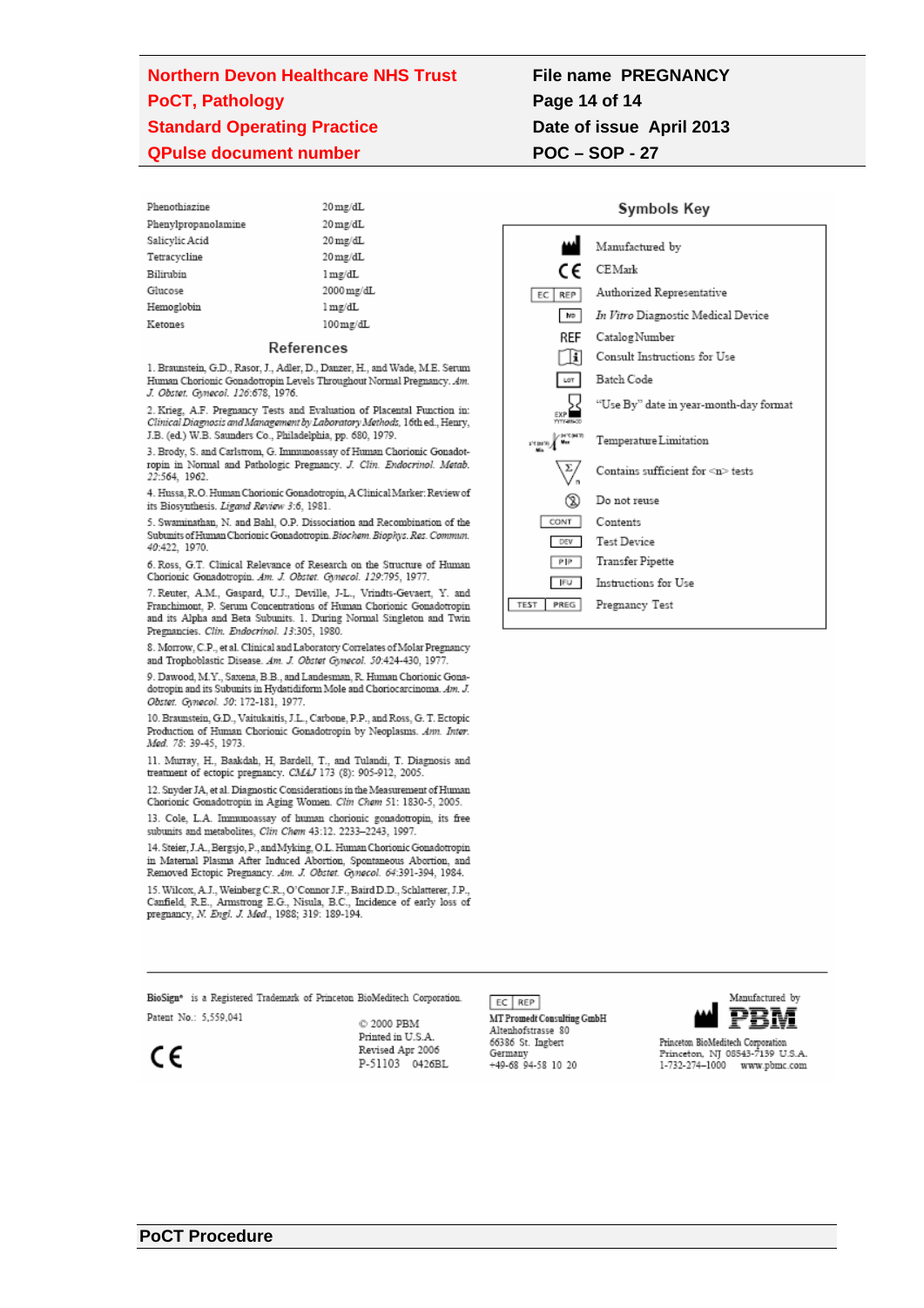| | |
|---|---|
| Phenothiazine | 20 mg/dL |
| Phenylpropanolamine | 20 mg/dL |
| Salicylic Acid | 20 mg/dL |
| Tetracycline | 20 mg/dL |
| Bilirubin | 1 mg/dL |
| Glucose | 2000 mg/dL |
| Hemoglobin | 1 mg/dL |
| Ketones | 100 mg/dL |

## References

1. Braunstein, G.D., Rasor, J., Adler, D., Danzer, H., and Wade, M.E. Serum Human Chorionic Gonadotropin Levels Throughout Normal Pregnancy. *Am. J. Obstet. Gynecol.* 126:678, 1976.

2. Krieg, A.F. Pregnancy Tests and Evaluation of Placental Function in: *Clinical Diagnosis and Management by Laboratory Methods*, 16th ed., Henry, J.B. (ed.) W.B. Saunders Co., Philadelphia, pp. 680, 1979.

3. Brody, S. and Carlstrom, G. Immunoassay of Human Chorionic Gonadotropin in Normal and Pathologic Pregnancy. *J. Clin. Endocrinol. Metab.* 22:564, 1962.

4. Hussa, R.O. Human Chorionic Gonadotropin, A Clinical Marker: Review of its Biosynthesis. *Ligand Review* 3:6, 1981.

5. Swaminathan, N. and Bahl, O.P. Dissociation and Recombination of the Subunits of Human Chorionic Gonadotropin. *Biochem. Biophys. Res. Commun.* 40:422, 1970.

6. Ross, G.T. Clinical Relevance of Research on the Structure of Human Chorionic Gonadotropin. *Am. J. Obstet. Gynecol.* 129:795, 1977.

7. Reuter, A.M., Gaspard, U.J., Deville, J-L., Vrindts-Gevaert, Y. and Franchimont, P. Serum Concentrations of Human Chorionic Gonadotropin and its Alpha and Beta Subunits. 1. During Normal Singleton and Twin Pregnancies. *Clin. Endocrinol.* 13:305, 1980.

8. Morrow, C.P., et al. Clinical and Laboratory Correlates of Molar Pregnancy and Trophoblastic Disease. *Am. J. Obstet Gynecol.* 50:424-430, 1977.

9. Dawood, M.Y., Saxena, B.B., and Landesman, R. Human Chorionic Gonadotropin and its Subunits in Hydatidiform Mole and Choriocarcinoma. *Am. J. Obstet. Gynecol.* 50: 172-181, 1977.

10. Braunstein, G.D., Vaitukaitis, J.L., Carbone, P.P., and Ross, G.T. Ectopic Production of Human Chorionic Gonadotropin by Neoplasms. *Ann. Inter. Med.* 78: 39-45, 1973.

11. Murray, H., Baakdah, H, Bardell, T., and Tulandi, T. Diagnosis and treatment of ectopic pregnancy. *CMAJ* 173 (8): 905-912, 2005.

12. Snyder JA, et al. Diagnostic Considerations in the Measurement of Human Chorionic Gonadotropin in Aging Women. *Clin Chem* 51: 1830-5, 2005.

13. Cole, L.A. Immunoassay of human chorionic gonadotropin, its free subunits and metabolites, *Clin Chem* 43:12. 2233–2243, 1997.

14. Steier, J.A., Bergsjo, P., and Myking, O.L. Human Chorionic Gonadotropin in Maternal Plasma After Induced Abortion, Spontaneous Abortion, and Removed Ectopic Pregnancy. *Am. J. Obstet. Gynecol.* 64:391-394, 1984.

15. Wilcox, A.J., Weinberg C.R., O'Connor J.F., Baird D.D., Schlatterer, J.P., Canfield, R.E., Armstrong E.G., Nisula, B.C., Incidence of early loss of pregnancy, *N. Engl. J. Med.*, 1988; 319: 189-194.

## Symbols Key

| Symbol | Meaning |
|---|---|
| | Manufactured by |
| CE | CE Mark |
| EC REP | Authorized Representative |
| IVD | *In Vitro* Diagnostic Medical Device |
| REF | Catalog Number |
| | Consult Instructions for Use |
| LOT | Batch Code |
| EXP YYYY-MM-DD | "Use By" date in year-month-day format |
| | Temperature Limitation |
| Σ n | Contains sufficient for <n> tests |
| | Do not reuse |
| CONT | Contents |
| DEV | Test Device |
| PIP | Transfer Pipette |
| IFU | Instructions for Use |
| TEST PREG | Pregnancy Test |

BioSign® is a Registered Trademark of Princeton BioMeditech Corporation.

Patent No.: 5,559,041

CE

© 2000 PBM
Printed in U.S.A.
Revised Apr 2006
P-51103 0426BL

EC REP
MT Promedt Consulting GmbH
Altenhofstrasse 80
66386 St. Ingbert
Germany
+49-68 94-58 10 20

Manufactured by
PBM
Princeton BioMeditech Corporation
Princeton, NJ 08543-7139 U.S.A.
1-732-274-1000 www.pbmc.com